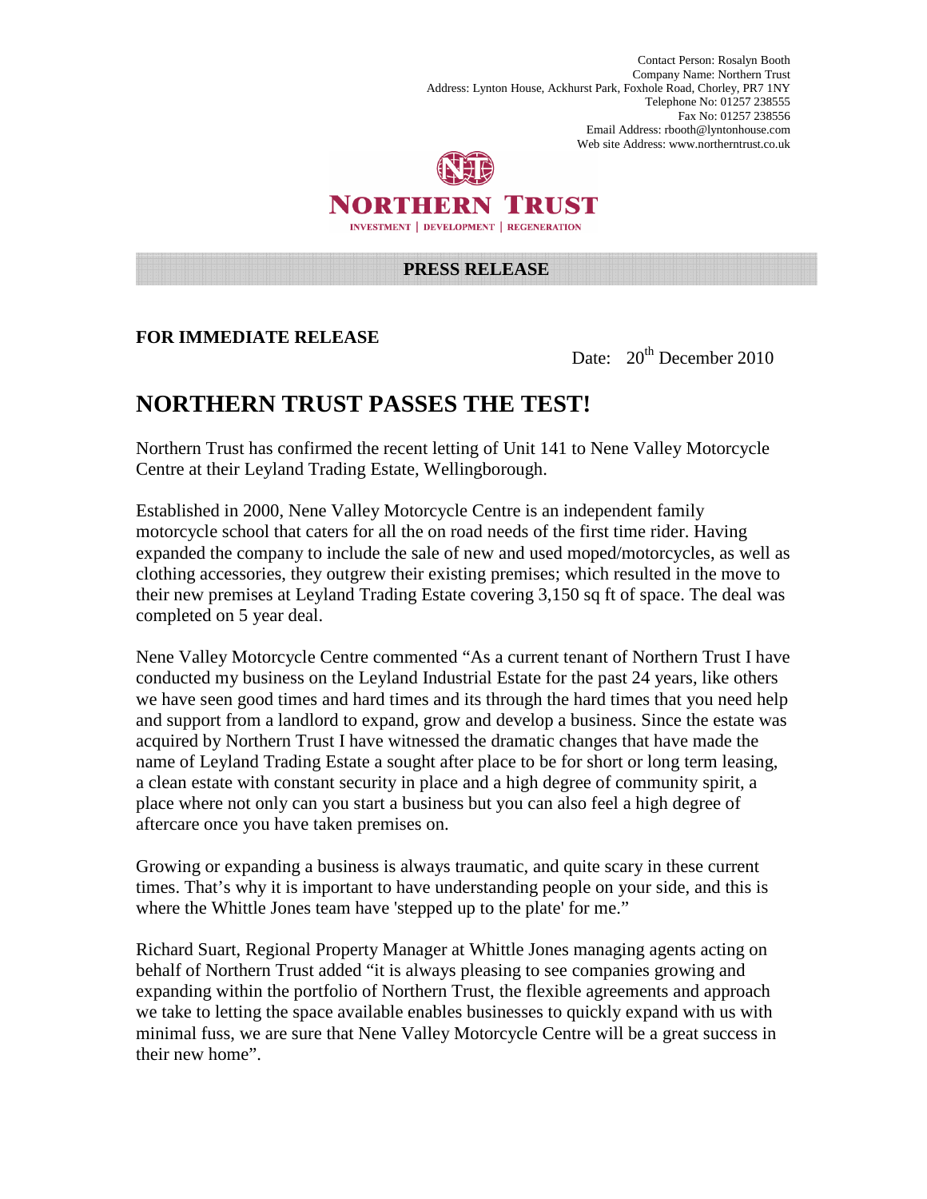Contact Person: Rosalyn Booth
Company Name: Northern Trust
Address: Lynton House, Ackhurst Park, Foxhole Road, Chorley, PR7 1NY
Telephone No: 01257 238555
Fax No: 01257 238556
Email Address: rbooth@lyntonhouse.com
Web site Address: www.northerntrust.co.uk

NORTHERN TRUST

INVESTMENT | DEVELOPMENT | REGENERATION

**PRESS RELEASE**

**FOR IMMEDIATE RELEASE**

Date: 20th December 2010

# NORTHERN TRUST PASSES THE TEST!

Northern Trust has confirmed the recent letting of Unit 141 to Nene Valley Motorcycle Centre at their Leyland Trading Estate, Wellingborough.

Established in 2000, Nene Valley Motorcycle Centre is an independent family motorcycle school that caters for all the on road needs of the first time rider. Having expanded the company to include the sale of new and used moped/motorcycles, as well as clothing accessories, they outgrew their existing premises; which resulted in the move to their new premises at Leyland Trading Estate covering 3,150 sq ft of space. The deal was completed on 5 year deal.

Nene Valley Motorcycle Centre commented "As a current tenant of Northern Trust I have conducted my business on the Leyland Industrial Estate for the past 24 years, like others we have seen good times and hard times and its through the hard times that you need help and support from a landlord to expand, grow and develop a business. Since the estate was acquired by Northern Trust I have witnessed the dramatic changes that have made the name of Leyland Trading Estate a sought after place to be for short or long term leasing, a clean estate with constant security in place and a high degree of community spirit, a place where not only can you start a business but you can also feel a high degree of aftercare once you have taken premises on.

Growing or expanding a business is always traumatic, and quite scary in these current times. That's why it is important to have understanding people on your side, and this is where the Whittle Jones team have 'stepped up to the plate' for me."

Richard Suart, Regional Property Manager at Whittle Jones managing agents acting on behalf of Northern Trust added "it is always pleasing to see companies growing and expanding within the portfolio of Northern Trust, the flexible agreements and approach we take to letting the space available enables businesses to quickly expand with us with minimal fuss, we are sure that Nene Valley Motorcycle Centre will be a great success in their new home".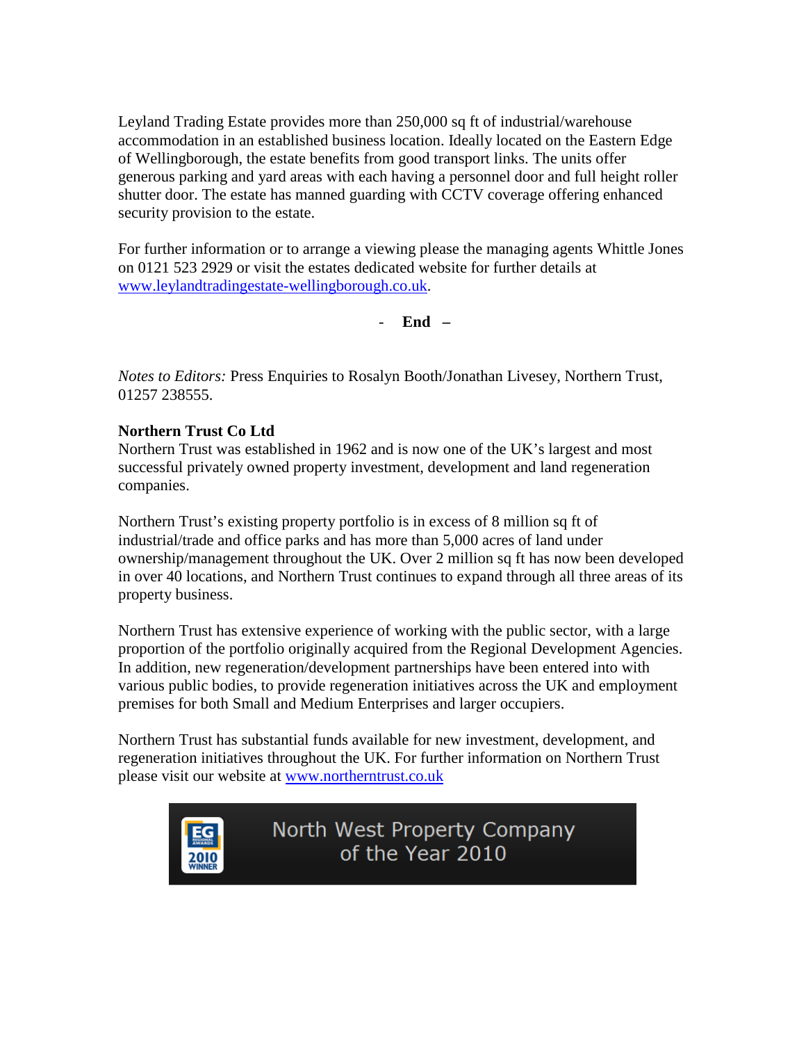Leyland Trading Estate provides more than 250,000 sq ft of industrial/warehouse accommodation in an established business location. Ideally located on the Eastern Edge of Wellingborough, the estate benefits from good transport links. The units offer generous parking and yard areas with each having a personnel door and full height roller shutter door. The estate has manned guarding with CCTV coverage offering enhanced security provision to the estate.

For further information or to arrange a viewing please the managing agents Whittle Jones on 0121 523 2929 or visit the estates dedicated website for further details at www.leylandtradingestate-wellingborough.co.uk.

**- End –**

*Notes to Editors:* Press Enquiries to Rosalyn Booth/Jonathan Livesey, Northern Trust, 01257 238555.

**Northern Trust Co Ltd**

Northern Trust was established in 1962 and is now one of the UK's largest and most successful privately owned property investment, development and land regeneration companies.

Northern Trust's existing property portfolio is in excess of 8 million sq ft of industrial/trade and office parks and has more than 5,000 acres of land under ownership/management throughout the UK. Over 2 million sq ft has now been developed in over 40 locations, and Northern Trust continues to expand through all three areas of its property business.

Northern Trust has extensive experience of working with the public sector, with a large proportion of the portfolio originally acquired from the Regional Development Agencies. In addition, new regeneration/development partnerships have been entered into with various public bodies, to provide regeneration initiatives across the UK and employment premises for both Small and Medium Enterprises and larger occupiers.

Northern Trust has substantial funds available for new investment, development, and regeneration initiatives throughout the UK. For further information on Northern Trust please visit our website at www.northerntrust.co.uk

EG Regional Awards 2010 Winner

North West Property Company of the Year 2010